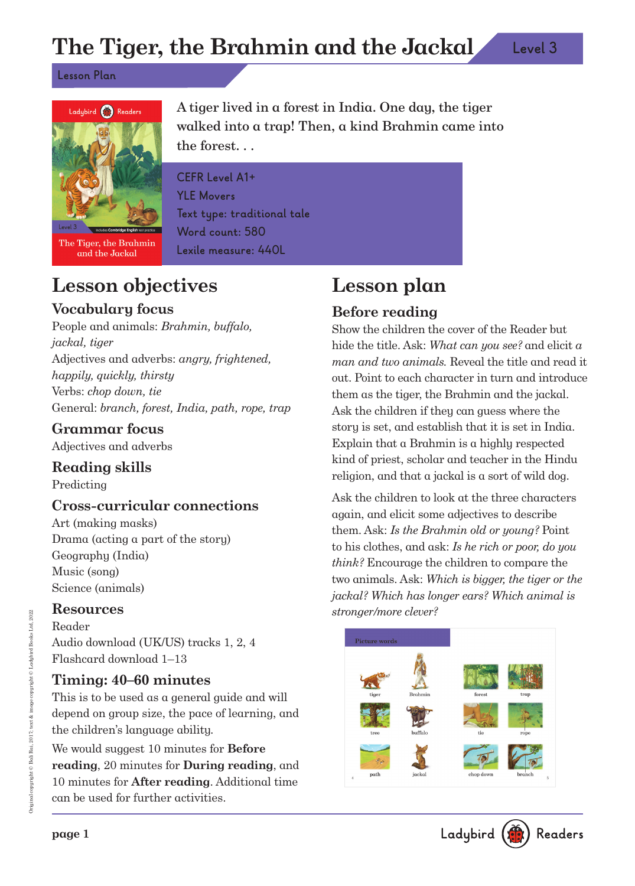# The Tiger, the Brahmin and the Jackal

Level 3

Lesson Plan

A tiger lived in a forest in India. One day, the tiger walked into a trap! Then, a kind Brahmin came into the forest. . .

CEFR Level A1+
YLE Movers
Text type: traditional tale
Word count: 580
Lexile measure: 440L

## Lesson objectives

### Vocabulary focus

People and animals: *Brahmin, buffalo, jackal, tiger*
Adjectives and adverbs: *angry, frightened, happily, quickly, thirsty*
Verbs: *chop down, tie*
General: *branch, forest, India, path, rope, trap*

### Grammar focus

Adjectives and adverbs

### Reading skills

Predicting

### Cross-curricular connections

Art (making masks)
Drama (acting a part of the story)
Geography (India)
Music (song)
Science (animals)

### Resources

Reader
Audio download (UK/US) tracks 1, 2, 4
Flashcard download 1–13

### Timing: 40–60 minutes

This is to be used as a general guide and will depend on group size, the pace of learning, and the children's language ability.

We would suggest 10 minutes for **Before reading**, 20 minutes for **During reading**, and 10 minutes for **After reading**. Additional time can be used for further activities.

## Lesson plan

### Before reading

Show the children the cover of the Reader but hide the title. Ask: *What can you see?* and elicit *a man and two animals.* Reveal the title and read it out. Point to each character in turn and introduce them as the tiger, the Brahmin and the jackal. Ask the children if they can guess where the story is set, and establish that it is set in India. Explain that a Brahmin is a highly respected kind of priest, scholar and teacher in the Hindu religion, and that a jackal is a sort of wild dog.

Ask the children to look at the three characters again, and elicit some adjectives to describe them. Ask: *Is the Brahmin old or young?* Point to his clothes, and ask: *Is he rich or poor, do you think?* Encourage the children to compare the two animals. Ask: *Which is bigger, the tiger or the jackal? Which has longer ears? Which animal is stronger/more clever?*

Picture words

tiger, Brahmin, forest, trap, tree, buffalo, tie, rope, path, jackal, chop down, branch

Original copyright © Bali Rai, 2017, text & image copyright © Ladybird Books Ltd, 2022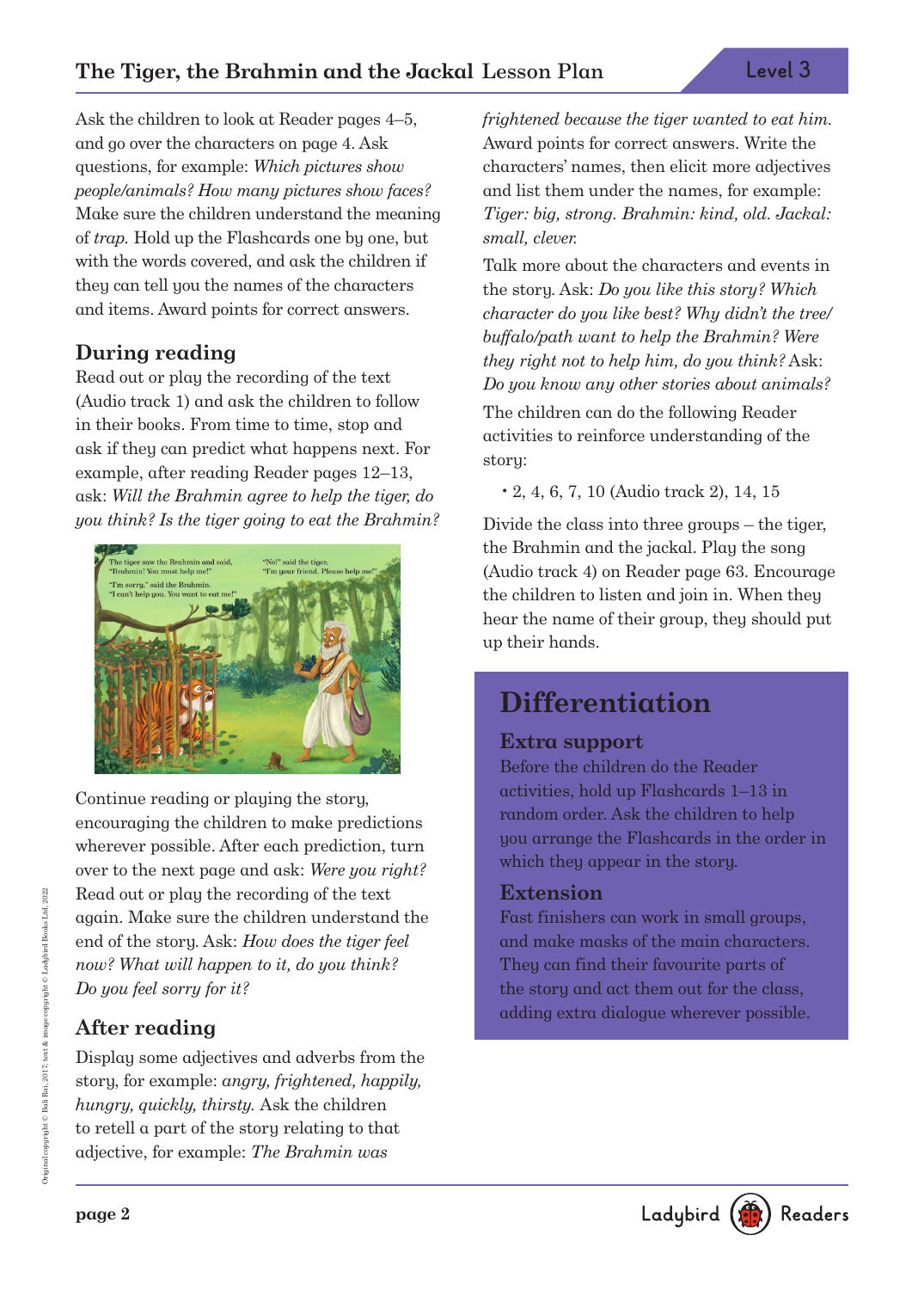Ask the children to look at Reader pages 4–5, and go over the characters on page 4. Ask questions, for example: *Which pictures show people/animals? How many pictures show faces?* Make sure the children understand the meaning of *trap*. Hold up the Flashcards one by one, but with the words covered, and ask the children if they can tell you the names of the characters and items. Award points for correct answers.

## During reading

Read out or play the recording of the text (Audio track 1) and ask the children to follow in their books. From time to time, stop and ask if they can predict what happens next. For example, after reading Reader pages 12–13, ask: *Will the Brahmin agree to help the tiger, do you think? Is the tiger going to eat the Brahmin?*

Continue reading or playing the story, encouraging the children to make predictions wherever possible. After each prediction, turn over to the next page and ask: *Were you right?* Read out or play the recording of the text again. Make sure the children understand the end of the story. Ask: *How does the tiger feel now? What will happen to it, do you think? Do you feel sorry for it?*

## After reading

Display some adjectives and adverbs from the story, for example: *angry, frightened, happily, hungry, quickly, thirsty.* Ask the children to retell a part of the story relating to that adjective, for example: *The Brahmin was frightened because the tiger wanted to eat him.* Award points for correct answers. Write the characters' names, then elicit more adjectives and list them under the names, for example: *Tiger: big, strong. Brahmin: kind, old. Jackal: small, clever.*

Talk more about the characters and events in the story. Ask: *Do you like this story? Which character do you like best? Why didn't the tree/buffalo/path want to help the Brahmin? Were they right not to help him, do you think?* Ask: *Do you know any other stories about animals?*

The children can do the following Reader activities to reinforce understanding of the story:

- 2, 4, 6, 7, 10 (Audio track 2), 14, 15

Divide the class into three groups – the tiger, the Brahmin and the jackal. Play the song (Audio track 4) on Reader page 63. Encourage the children to listen and join in. When they hear the name of their group, they should put up their hands.

## Differentiation

### Extra support

Before the children do the Reader activities, hold up Flashcards 1–13 in random order. Ask the children to help you arrange the Flashcards in the order in which they appear in the story.

### Extension

Fast finishers can work in small groups, and make masks of the main characters. They can find their favourite parts of the story and act them out for the class, adding extra dialogue wherever possible.